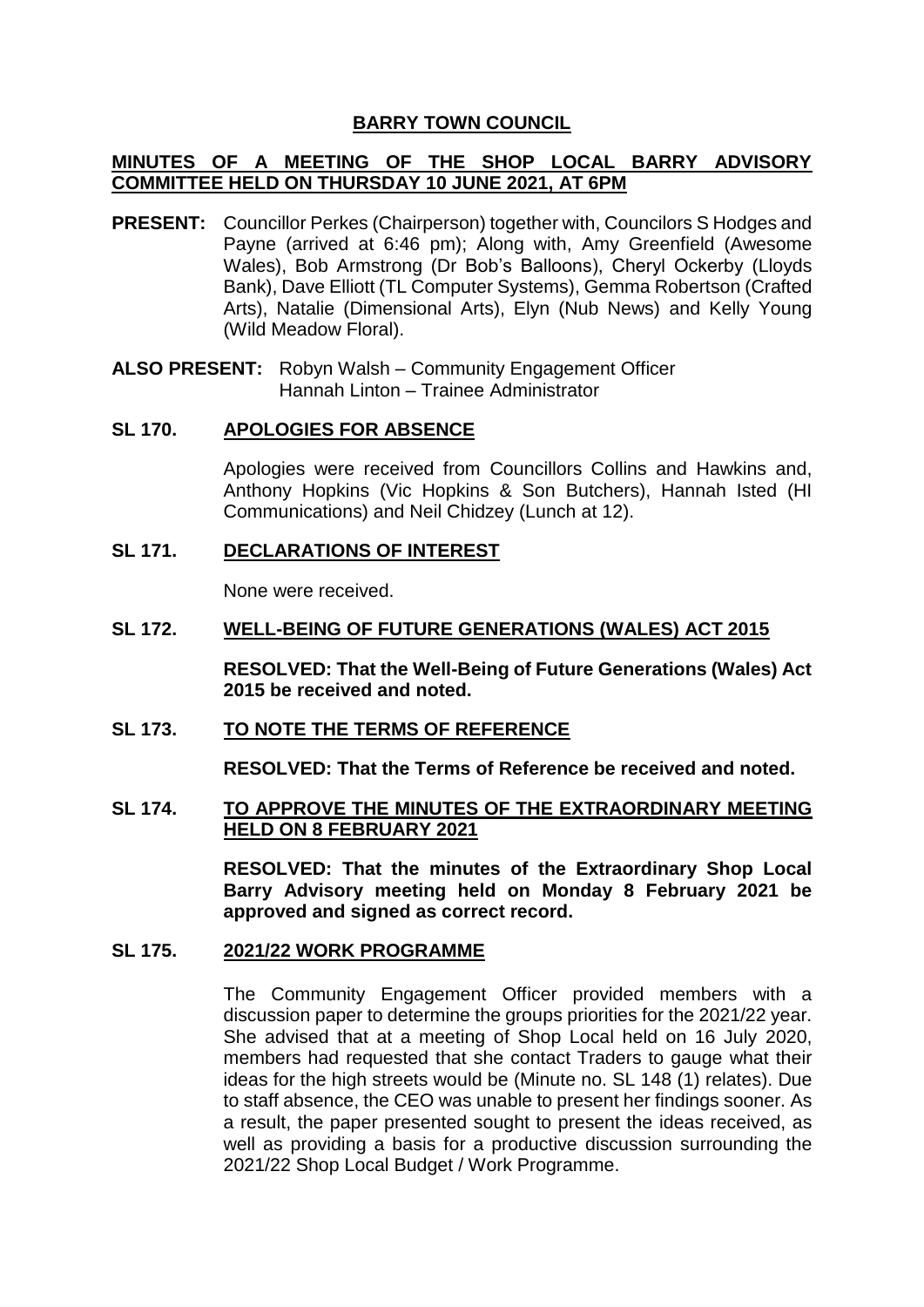# BARRY TOWN COUNCIL

## MINUTES OF A MEETING OF THE SHOP LOCAL BARRY ADVISORY COMMITTEE HELD ON THURSDAY 10 JUNE 2021, AT 6PM

**PRESENT:** Councillor Perkes (Chairperson) together with, Councilors S Hodges and Payne (arrived at 6:46 pm); Along with, Amy Greenfield (Awesome Wales), Bob Armstrong (Dr Bob's Balloons), Cheryl Ockerby (Lloyds Bank), Dave Elliott (TL Computer Systems), Gemma Robertson (Crafted Arts), Natalie (Dimensional Arts), Elyn (Nub News) and Kelly Young (Wild Meadow Floral).

**ALSO PRESENT:** Robyn Walsh – Community Engagement Officer
Hannah Linton – Trainee Administrator

### SL 170. APOLOGIES FOR ABSENCE

Apologies were received from Councillors Collins and Hawkins and, Anthony Hopkins (Vic Hopkins & Son Butchers), Hannah Isted (HI Communications) and Neil Chidzey (Lunch at 12).

### SL 171. DECLARATIONS OF INTEREST

None were received.

### SL 172. WELL-BEING OF FUTURE GENERATIONS (WALES) ACT 2015

**RESOLVED: That the Well-Being of Future Generations (Wales) Act 2015 be received and noted.**

### SL 173. TO NOTE THE TERMS OF REFERENCE

**RESOLVED: That the Terms of Reference be received and noted.**

### SL 174. TO APPROVE THE MINUTES OF THE EXTRAORDINARY MEETING HELD ON 8 FEBRUARY 2021

**RESOLVED: That the minutes of the Extraordinary Shop Local Barry Advisory meeting held on Monday 8 February 2021 be approved and signed as correct record.**

### SL 175. 2021/22 WORK PROGRAMME

The Community Engagement Officer provided members with a discussion paper to determine the groups priorities for the 2021/22 year. She advised that at a meeting of Shop Local held on 16 July 2020, members had requested that she contact Traders to gauge what their ideas for the high streets would be (Minute no. SL 148 (1) relates). Due to staff absence, the CEO was unable to present her findings sooner. As a result, the paper presented sought to present the ideas received, as well as providing a basis for a productive discussion surrounding the 2021/22 Shop Local Budget / Work Programme.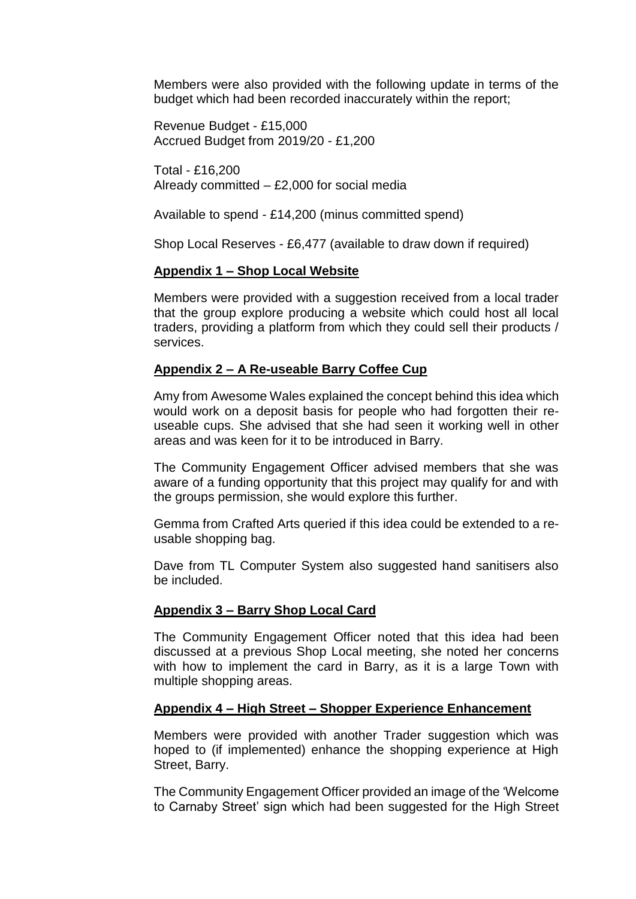Members were also provided with the following update in terms of the budget which had been recorded inaccurately within the report;

Revenue Budget - £15,000
Accrued Budget from 2019/20 - £1,200

Total - £16,200
Already committed – £2,000 for social media

Available to spend - £14,200 (minus committed spend)

Shop Local Reserves - £6,477 (available to draw down if required)

**Appendix 1 – Shop Local Website**

Members were provided with a suggestion received from a local trader that the group explore producing a website which could host all local traders, providing a platform from which they could sell their products / services.

**Appendix 2 – A Re-useable Barry Coffee Cup**

Amy from Awesome Wales explained the concept behind this idea which would work on a deposit basis for people who had forgotten their re-useable cups. She advised that she had seen it working well in other areas and was keen for it to be introduced in Barry.

The Community Engagement Officer advised members that she was aware of a funding opportunity that this project may qualify for and with the groups permission, she would explore this further.

Gemma from Crafted Arts queried if this idea could be extended to a re-usable shopping bag.

Dave from TL Computer System also suggested hand sanitisers also be included.

**Appendix 3 – Barry Shop Local Card**

The Community Engagement Officer noted that this idea had been discussed at a previous Shop Local meeting, she noted her concerns with how to implement the card in Barry, as it is a large Town with multiple shopping areas.

**Appendix 4 – High Street – Shopper Experience Enhancement**

Members were provided with another Trader suggestion which was hoped to (if implemented) enhance the shopping experience at High Street, Barry.

The Community Engagement Officer provided an image of the 'Welcome to Carnaby Street' sign which had been suggested for the High Street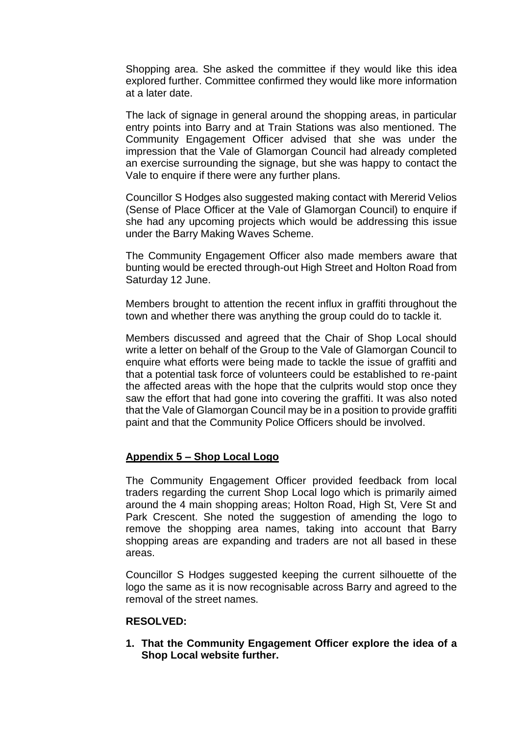Shopping area. She asked the committee if they would like this idea explored further. Committee confirmed they would like more information at a later date.

The lack of signage in general around the shopping areas, in particular entry points into Barry and at Train Stations was also mentioned. The Community Engagement Officer advised that she was under the impression that the Vale of Glamorgan Council had already completed an exercise surrounding the signage, but she was happy to contact the Vale to enquire if there were any further plans.

Councillor S Hodges also suggested making contact with Mererid Velios (Sense of Place Officer at the Vale of Glamorgan Council) to enquire if she had any upcoming projects which would be addressing this issue under the Barry Making Waves Scheme.

The Community Engagement Officer also made members aware that bunting would be erected through-out High Street and Holton Road from Saturday 12 June.

Members brought to attention the recent influx in graffiti throughout the town and whether there was anything the group could do to tackle it.

Members discussed and agreed that the Chair of Shop Local should write a letter on behalf of the Group to the Vale of Glamorgan Council to enquire what efforts were being made to tackle the issue of graffiti and that a potential task force of volunteers could be established to re-paint the affected areas with the hope that the culprits would stop once they saw the effort that had gone into covering the graffiti. It was also noted that the Vale of Glamorgan Council may be in a position to provide graffiti paint and that the Community Police Officers should be involved.

**Appendix 5 – Shop Local Logo**

The Community Engagement Officer provided feedback from local traders regarding the current Shop Local logo which is primarily aimed around the 4 main shopping areas; Holton Road, High St, Vere St and Park Crescent. She noted the suggestion of amending the logo to remove the shopping area names, taking into account that Barry shopping areas are expanding and traders are not all based in these areas.

Councillor S Hodges suggested keeping the current silhouette of the logo the same as it is now recognisable across Barry and agreed to the removal of the street names.

**RESOLVED:**

1. **That the Community Engagement Officer explore the idea of a Shop Local website further.**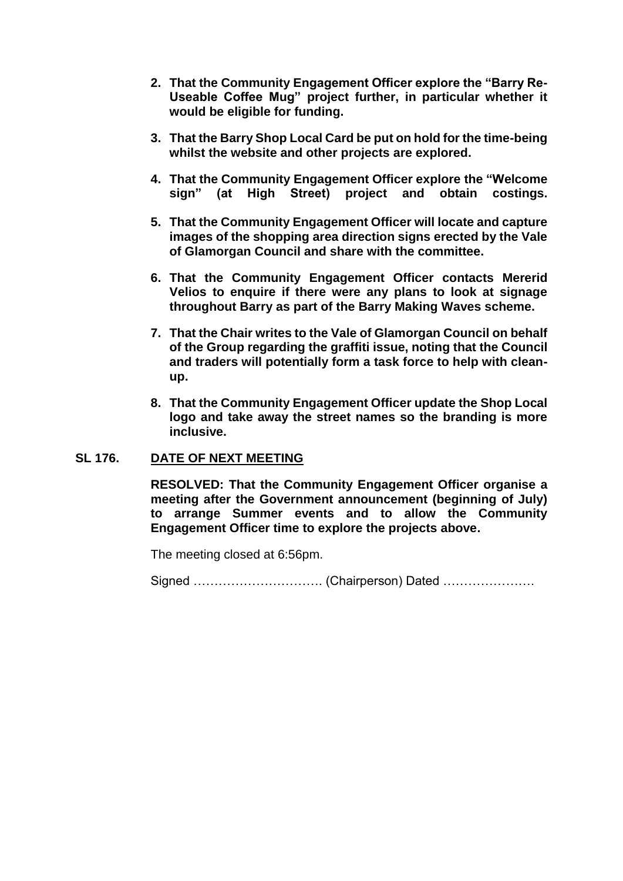2. **That the Community Engagement Officer explore the "Barry Re-Useable Coffee Mug" project further, in particular whether it would be eligible for funding.**

3. **That the Barry Shop Local Card be put on hold for the time-being whilst the website and other projects are explored.**

4. **That the Community Engagement Officer explore the "Welcome sign" (at High Street) project and obtain costings.**

5. **That the Community Engagement Officer will locate and capture images of the shopping area direction signs erected by the Vale of Glamorgan Council and share with the committee.**

6. **That the Community Engagement Officer contacts Mererid Velios to enquire if there were any plans to look at signage throughout Barry as part of the Barry Making Waves scheme.**

7. **That the Chair writes to the Vale of Glamorgan Council on behalf of the Group regarding the graffiti issue, noting that the Council and traders will potentially form a task force to help with clean-up.**

8. **That the Community Engagement Officer update the Shop Local logo and take away the street names so the branding is more inclusive.**

## SL 176. DATE OF NEXT MEETING

**RESOLVED: That the Community Engagement Officer organise a meeting after the Government announcement (beginning of July) to arrange Summer events and to allow the Community Engagement Officer time to explore the projects above.**

The meeting closed at 6:56pm.

Signed …………………………. (Chairperson) Dated ………………….